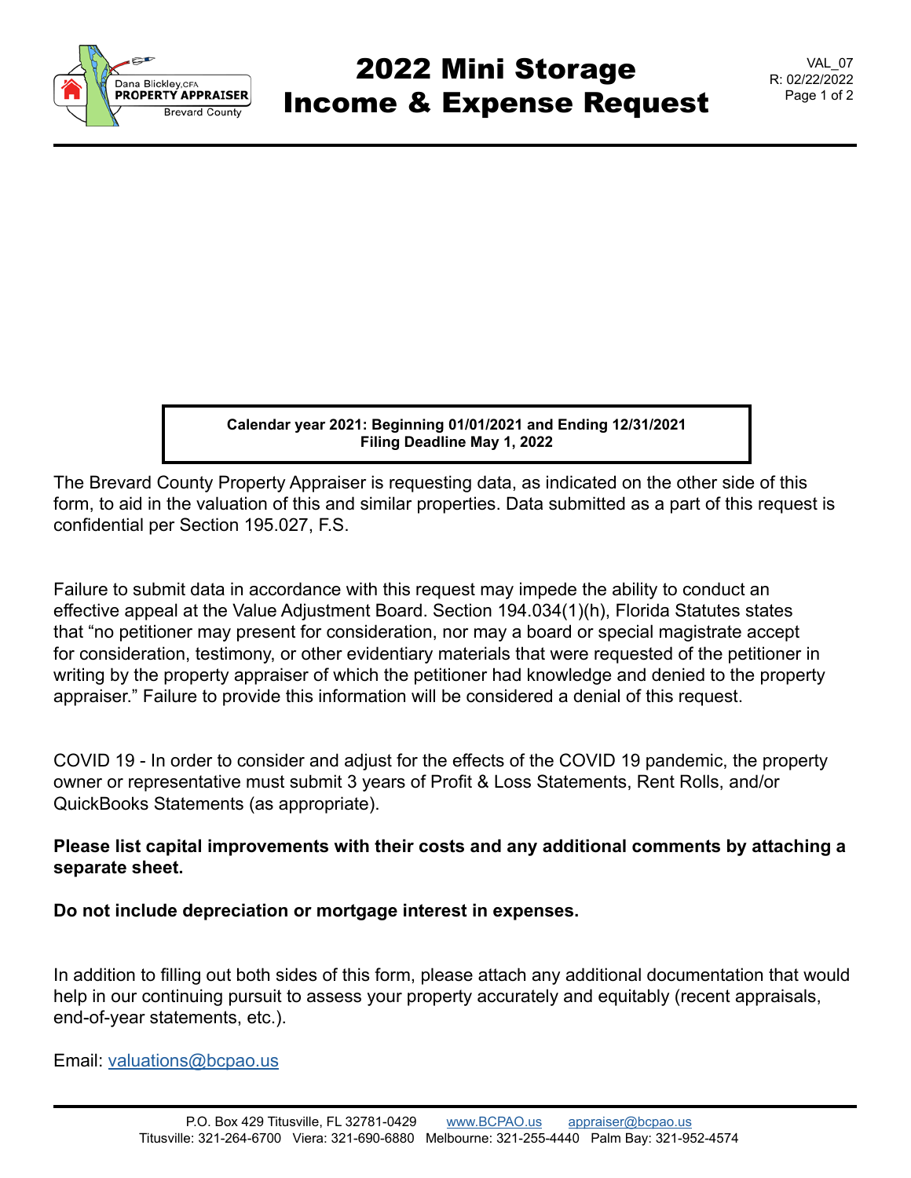# 2022 Mini Storage Income & Expense Request

VAL_07
R: 02/22/2022

**Calendar year 2021: Beginning 01/01/2021 and Ending 12/31/2021**
**Filing Deadline May 1, 2022**

The Brevard County Property Appraiser is requesting data, as indicated on the other side of this form, to aid in the valuation of this and similar properties. Data submitted as a part of this request is confidential per Section 195.027, F.S.

Failure to submit data in accordance with this request may impede the ability to conduct an effective appeal at the Value Adjustment Board. Section 194.034(1)(h), Florida Statutes states that "no petitioner may present for consideration, nor may a board or special magistrate accept for consideration, testimony, or other evidentiary materials that were requested of the petitioner in writing by the property appraiser of which the petitioner had knowledge and denied to the property appraiser." Failure to provide this information will be considered a denial of this request.

COVID 19 - In order to consider and adjust for the effects of the COVID 19 pandemic, the property owner or representative must submit 3 years of Profit & Loss Statements, Rent Rolls, and/or QuickBooks Statements (as appropriate).

**Please list capital improvements with their costs and any additional comments by attaching a separate sheet.**

**Do not include depreciation or mortgage interest in expenses.**

In addition to filling out both sides of this form, please attach any additional documentation that would help in our continuing pursuit to assess your property accurately and equitably (recent appraisals, end-of-year statements, etc.).

Email: valuations@bcpao.us

P.O. Box 429 Titusville, FL 32781-0429 www.BCPAO.us appraiser@bcpao.us
Titusville: 321-264-6700 Viera: 321-690-6880 Melbourne: 321-255-4440 Palm Bay: 321-952-4574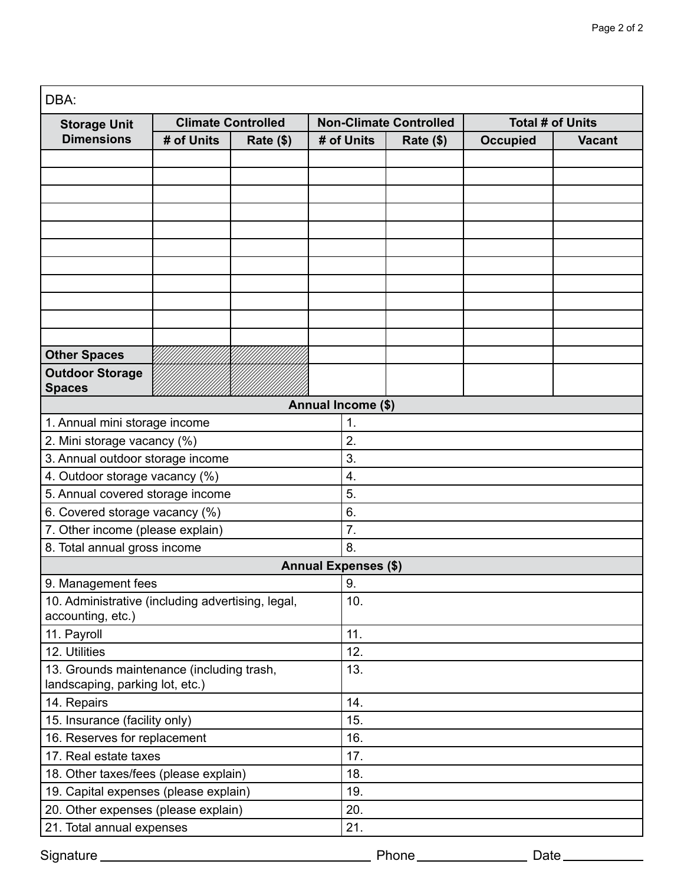DBA:

| Storage Unit Dimensions | Climate Controlled | | Non-Climate Controlled | | Total # of Units | |
|---|---|---|---|---|---|---|
| | # of Units | Rate ($) | # of Units | Rate ($) | Occupied | Vacant |
| | | | | | | |
| | | | | | | |
| | | | | | | |
| | | | | | | |
| | | | | | | |
| | | | | | | |
| | | | | | | |
| | | | | | | |
| | | | | | | |
| | | | | | | |
| | | | | | | |
| **Other Spaces** | | | | | | |
| **Outdoor Storage Spaces** | | | | | | |

| Annual Income ($) | |
|---|---|
| 1. Annual mini storage income | 1. |
| 2. Mini storage vacancy (%) | 2. |
| 3. Annual outdoor storage income | 3. |
| 4. Outdoor storage vacancy (%) | 4. |
| 5. Annual covered storage income | 5. |
| 6. Covered storage vacancy (%) | 6. |
| 7. Other income (please explain) | 7. |
| 8. Total annual gross income | 8. |
| **Annual Expenses ($)** | |
| 9. Management fees | 9. |
| 10. Administrative (including advertising, legal, accounting, etc.) | 10. |
| 11. Payroll | 11. |
| 12. Utilities | 12. |
| 13. Grounds maintenance (including trash, landscaping, parking lot, etc.) | 13. |
| 14. Repairs | 14. |
| 15. Insurance (facility only) | 15. |
| 16. Reserves for replacement | 16. |
| 17. Real estate taxes | 17. |
| 18. Other taxes/fees (please explain) | 18. |
| 19. Capital expenses (please explain) | 19. |
| 20. Other expenses (please explain) | 20. |
| 21. Total annual expenses | 21. |

Signature ______________________________ Phone ______________ Date __________